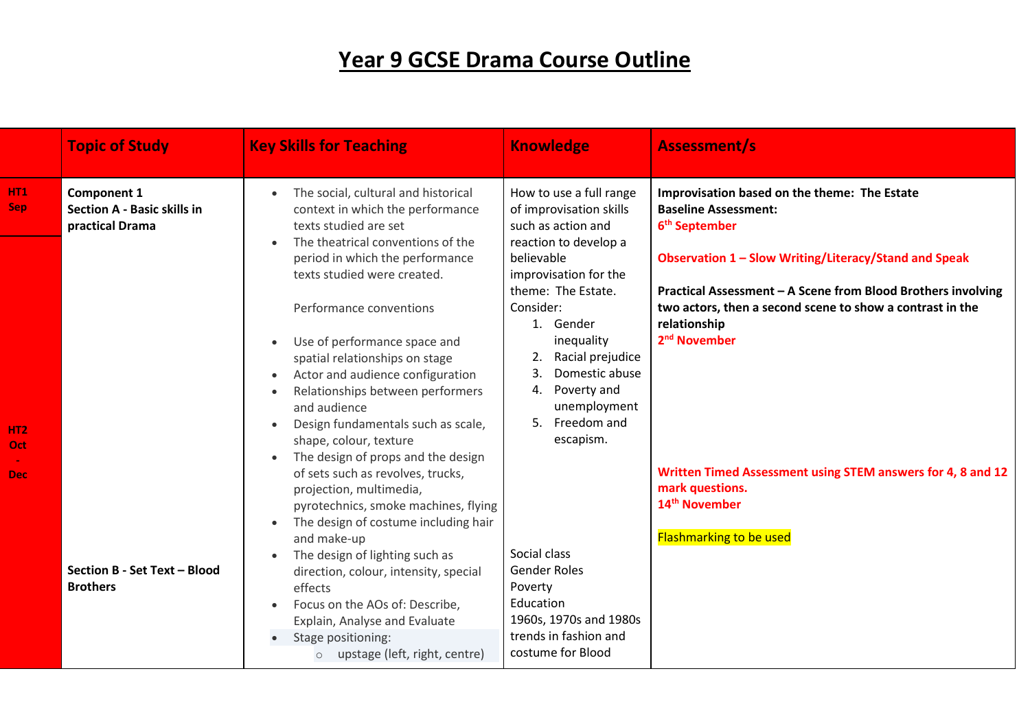# Year 9 GCSE Drama Course Outline

| | Topic of Study | Key Skills for Teaching | Knowledge | Assessment/s |
|---|---|---|---|---|
| **HT1 Sep**<br><br>**HT2 Oct - Dec** | **Component 1**<br>**Section A - Basic skills in practical Drama**<br><br>**Section B - Set Text – Blood Brothers** | • The social, cultural and historical context in which the performance texts studied are set<br>• The theatrical conventions of the period in which the performance texts studied were created.<br><br>Performance conventions<br><br>• Use of performance space and spatial relationships on stage<br>• Actor and audience configuration<br>• Relationships between performers and audience<br>• Design fundamentals such as scale, shape, colour, texture<br>• The design of props and the design of sets such as revolves, trucks, projection, multimedia, pyrotechnics, smoke machines, flying<br>• The design of costume including hair and make-up<br>• The design of lighting such as direction, colour, intensity, special effects<br>• Focus on the AOs of: Describe, Explain, Analyse and Evaluate<br>• Stage positioning:<br>  ○ upstage (left, right, centre) | How to use a full range of improvisation skills such as action and reaction to develop a believable improvisation for the theme: The Estate. Consider:<br>1. Gender inequality<br>2. Racial prejudice<br>3. Domestic abuse<br>4. Poverty and unemployment<br>5. Freedom and escapism.<br><br>Social class<br>Gender Roles<br>Poverty<br>Education<br>1960s, 1970s and 1980s trends in fashion and costume for Blood | **Improvisation based on the theme: The Estate**<br>**Baseline Assessment:**<br>**6th September**<br><br>**Observation 1 – Slow Writing/Literacy/Stand and Speak**<br><br>**Practical Assessment – A Scene from Blood Brothers involving two actors, then a second scene to show a contrast in the relationship**<br>**2nd November**<br><br>**Written Timed Assessment using STEM answers for 4, 8 and 12 mark questions.**<br>**14th November**<br><br>Flashmarking to be used |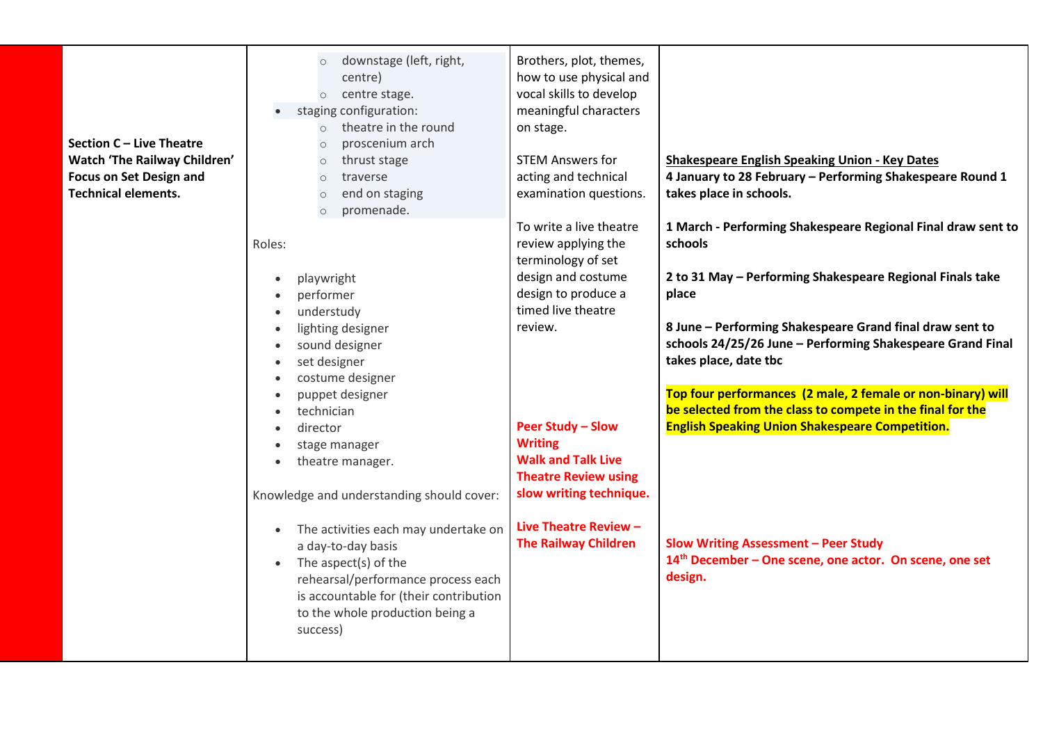| | | | |
|---|---|---|---|
| **Section C – Live Theatre Watch 'The Railway Children' Focus on Set Design and Technical elements.** | ◦ downstage (left, right, centre)<br>◦ centre stage.<br>• staging configuration:<br>◦ theatre in the round<br>◦ proscenium arch<br>◦ thrust stage<br>◦ traverse<br>◦ end on staging<br>◦ promenade.<br><br>Roles:<br><br>• playwright<br>• performer<br>• understudy<br>• lighting designer<br>• sound designer<br>• set designer<br>• costume designer<br>• puppet designer<br>• technician<br>• director<br>• stage manager<br>• theatre manager.<br><br>Knowledge and understanding should cover:<br><br>• The activities each may undertake on a day-to-day basis<br>• The aspect(s) of the rehearsal/performance process each is accountable for (their contribution to the whole production being a success) | Brothers, plot, themes, how to use physical and vocal skills to develop meaningful characters on stage.<br><br>STEM Answers for acting and technical examination questions.<br><br>To write a live theatre review applying the terminology of set design and costume design to produce a timed live theatre review.<br><br>**Peer Study – Slow Writing**<br>**Walk and Talk Live Theatre Review using slow writing technique.**<br><br>**Live Theatre Review – The Railway Children** | **Shakespeare English Speaking Union - Key Dates**<br>**4 January to 28 February – Performing Shakespeare Round 1 takes place in schools.**<br><br>**1 March - Performing Shakespeare Regional Final draw sent to schools**<br><br>**2 to 31 May – Performing Shakespeare Regional Finals take place**<br><br>**8 June – Performing Shakespeare Grand final draw sent to schools 24/25/26 June – Performing Shakespeare Grand Final takes place, date tbc**<br><br>**Top four performances (2 male, 2 female or non-binary) will be selected from the class to compete in the final for the English Speaking Union Shakespeare Competition.**<br><br>**Slow Writing Assessment – Peer Study**<br>**14th December – One scene, one actor. On scene, one set design.** |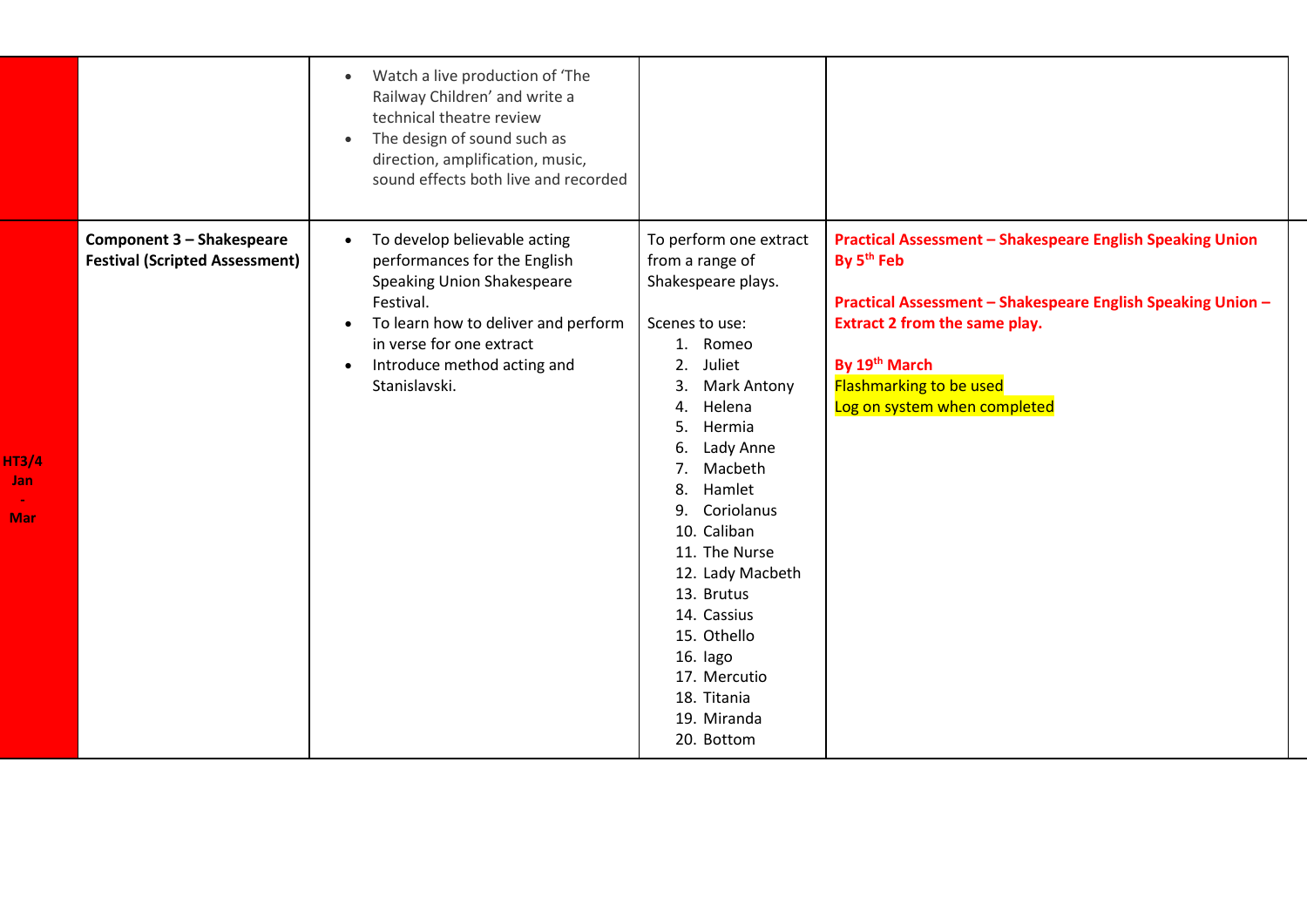| | | | | |
|---|---|---|---|---|
| | | • Watch a live production of 'The Railway Children' and write a technical theatre review<br>• The design of sound such as direction, amplification, music, sound effects both live and recorded | | |
| **HT3/4 Jan - Mar** | **Component 3 – Shakespeare Festival (Scripted Assessment)** | • To develop believable acting performances for the English Speaking Union Shakespeare Festival.<br>• To learn how to deliver and perform in verse for one extract<br>• Introduce method acting and Stanislavski. | To perform one extract from a range of Shakespeare plays.<br><br>Scenes to use:<br>1. Romeo<br>2. Juliet<br>3. Mark Antony<br>4. Helena<br>5. Hermia<br>6. Lady Anne<br>7. Macbeth<br>8. Hamlet<br>9. Coriolanus<br>10. Caliban<br>11. The Nurse<br>12. Lady Macbeth<br>13. Brutus<br>14. Cassius<br>15. Othello<br>16. Iago<br>17. Mercutio<br>18. Titania<br>19. Miranda<br>20. Bottom | **Practical Assessment – Shakespeare English Speaking Union By 5th Feb**<br><br>**Practical Assessment – Shakespeare English Speaking Union – Extract 2 from the same play.**<br><br>**By 19th March**<br>Flashmarking to be used<br>Log on system when completed |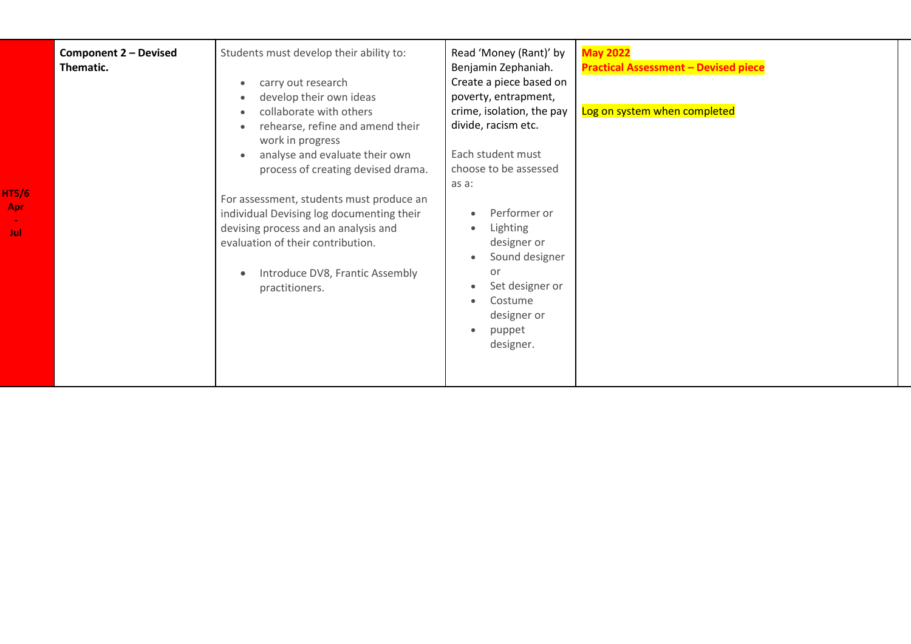| | | | | |
|---|---|---|---|---|
| **HT5/6 Apr - Jul** | **Component 2 – Devised Thematic.** | Students must develop their ability to:<br><br>• carry out research<br>• develop their own ideas<br>• collaborate with others<br>• rehearse, refine and amend their work in progress<br>• analyse and evaluate their own process of creating devised drama.<br><br>For assessment, students must produce an individual Devising log documenting their devising process and an analysis and evaluation of their contribution.<br><br>• Introduce DV8, Frantic Assembly practitioners. | Read 'Money (Rant)' by Benjamin Zephaniah. Create a piece based on poverty, entrapment, crime, isolation, the pay divide, racism etc.<br><br>Each student must choose to be assessed as a:<br><br>• Performer or<br>• Lighting designer or<br>• Sound designer or<br>• Set designer or<br>• Costume designer or<br>• puppet designer. | **May 2022**<br>**Practical Assessment – Devised piece**<br><br>Log on system when completed |